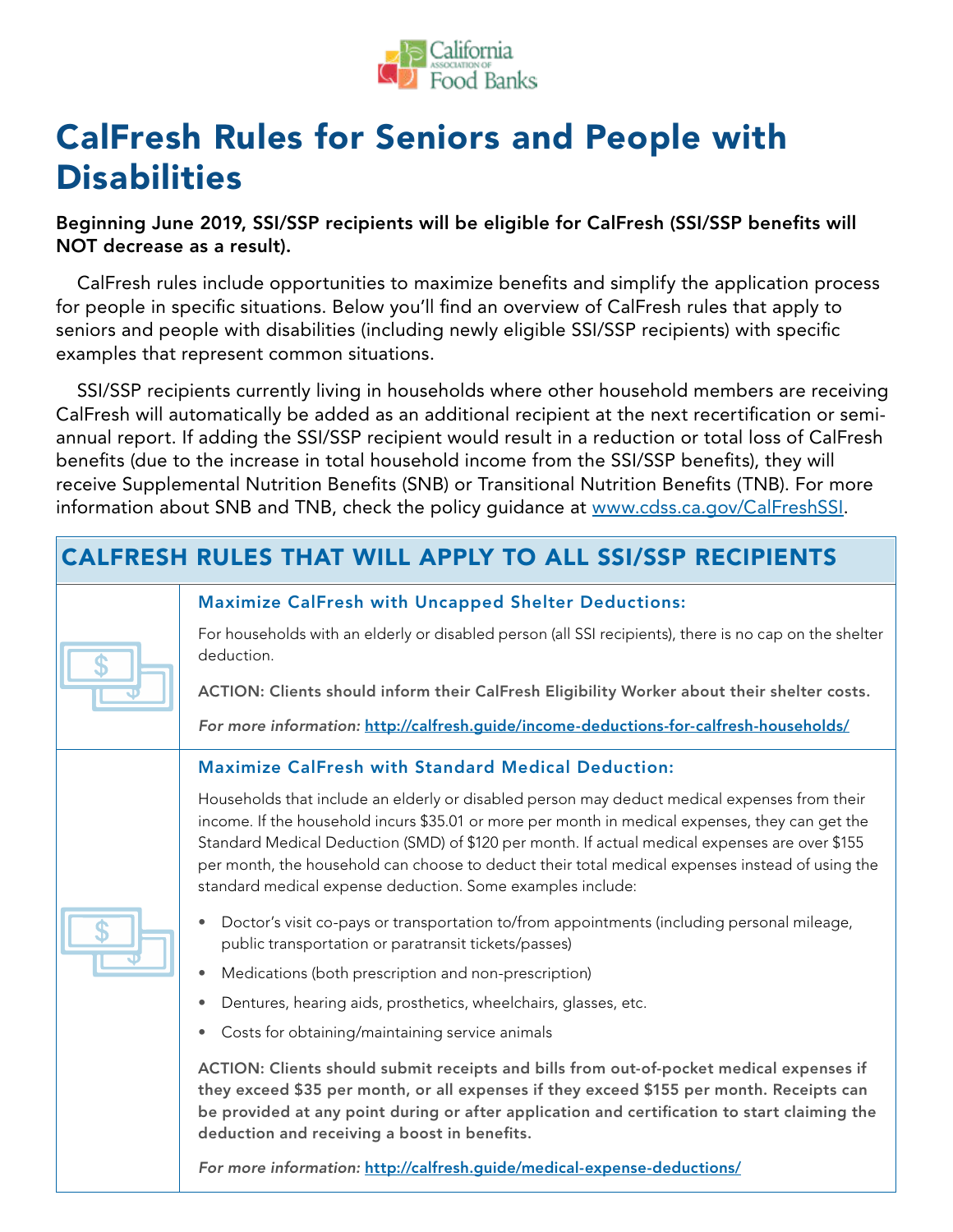# CalFresh Rules for Seniors and People with Disabilities

**Beginning June 2019, SSI/SSP recipients will be eligible for CalFresh (SSI/SSP benefits will NOT decrease as a result).**

CalFresh rules include opportunities to maximize benefits and simplify the application process for people in specific situations. Below you'll find an overview of CalFresh rules that apply to seniors and people with disabilities (including newly eligible SSI/SSP recipients) with specific examples that represent common situations.

SSI/SSP recipients currently living in households where other household members are receiving CalFresh will automatically be added as an additional recipient at the next recertification or semi-annual report. If adding the SSI/SSP recipient would result in a reduction or total loss of CalFresh benefits (due to the increase in total household income from the SSI/SSP benefits), they will receive Supplemental Nutrition Benefits (SNB) or Transitional Nutrition Benefits (TNB). For more information about SNB and TNB, check the policy guidance at www.cdss.ca.gov/CalFreshSSI.

## CALFRESH RULES THAT WILL APPLY TO ALL SSI/SSP RECIPIENTS

### Maximize CalFresh with Uncapped Shelter Deductions:

For households with an elderly or disabled person (all SSI recipients), there is no cap on the shelter deduction.

**ACTION: Clients should inform their CalFresh Eligibility Worker about their shelter costs.**

*For more information:* **http://calfresh.guide/income-deductions-for-calfresh-households/**

### Maximize CalFresh with Standard Medical Deduction:

Households that include an elderly or disabled person may deduct medical expenses from their income. If the household incurs $35.01 or more per month in medical expenses, they can get the Standard Medical Deduction (SMD) of $120 per month. If actual medical expenses are over $155 per month, the household can choose to deduct their total medical expenses instead of using the standard medical expense deduction. Some examples include:

- Doctor's visit co-pays or transportation to/from appointments (including personal mileage, public transportation or paratransit tickets/passes)
- Medications (both prescription and non-prescription)
- Dentures, hearing aids, prosthetics, wheelchairs, glasses, etc.
- Costs for obtaining/maintaining service animals

**ACTION: Clients should submit receipts and bills from out-of-pocket medical expenses if they exceed $35 per month, or all expenses if they exceed $155 per month. Receipts can be provided at any point during or after application and certification to start claiming the deduction and receiving a boost in benefits.**

*For more information:* **http://calfresh.guide/medical-expense-deductions/**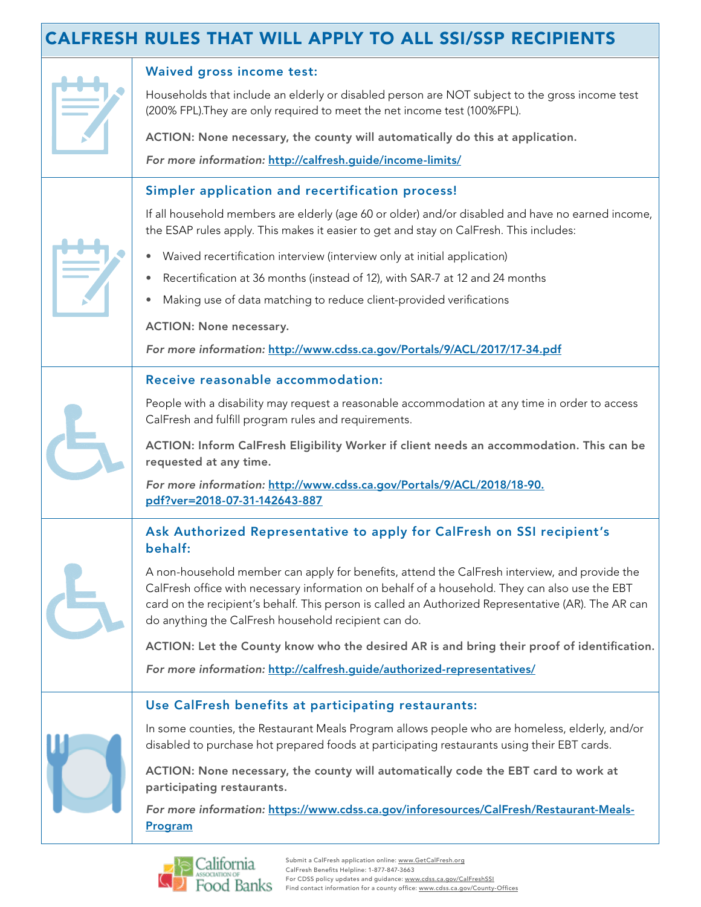# CALFRESH RULES THAT WILL APPLY TO ALL SSI/SSP RECIPIENTS

## Waived gross income test:

Households that include an elderly or disabled person are NOT subject to the gross income test (200% FPL).They are only required to meet the net income test (100%FPL).

**ACTION: None necessary, the county will automatically do this at application.**

*For more information:* http://calfresh.guide/income-limits/

## Simpler application and recertification process!

If all household members are elderly (age 60 or older) and/or disabled and have no earned income, the ESAP rules apply. This makes it easier to get and stay on CalFresh. This includes:

- Waived recertification interview (interview only at initial application)
- Recertification at 36 months (instead of 12), with SAR-7 at 12 and 24 months
- Making use of data matching to reduce client-provided verifications

**ACTION: None necessary.**

*For more information:* http://www.cdss.ca.gov/Portals/9/ACL/2017/17-34.pdf

## Receive reasonable accommodation:

People with a disability may request a reasonable accommodation at any time in order to access CalFresh and fulfill program rules and requirements.

**ACTION: Inform CalFresh Eligibility Worker if client needs an accommodation. This can be requested at any time.**

*For more information:* http://www.cdss.ca.gov/Portals/9/ACL/2018/18-90.pdf?ver=2018-07-31-142643-887

## Ask Authorized Representative to apply for CalFresh on SSI recipient's behalf:

A non-household member can apply for benefits, attend the CalFresh interview, and provide the CalFresh office with necessary information on behalf of a household. They can also use the EBT card on the recipient's behalf. This person is called an Authorized Representative (AR). The AR can do anything the CalFresh household recipient can do.

**ACTION: Let the County know who the desired AR is and bring their proof of identification.**

*For more information:* http://calfresh.guide/authorized-representatives/

## Use CalFresh benefits at participating restaurants:

In some counties, the Restaurant Meals Program allows people who are homeless, elderly, and/or disabled to purchase hot prepared foods at participating restaurants using their EBT cards.

**ACTION: None necessary, the county will automatically code the EBT card to work at participating restaurants.**

*For more information:* https://www.cdss.ca.gov/inforesources/CalFresh/Restaurant-Meals-Program

California Association of Food Banks

Submit a CalFresh application online: www.GetCalFresh.org
CalFresh Benefits Helpline: 1-877-847-3663
For CDSS policy updates and guidance: www.cdss.ca.gov/CalFreshSSI
Find contact information for a county office: www.cdss.ca.gov/County-Offices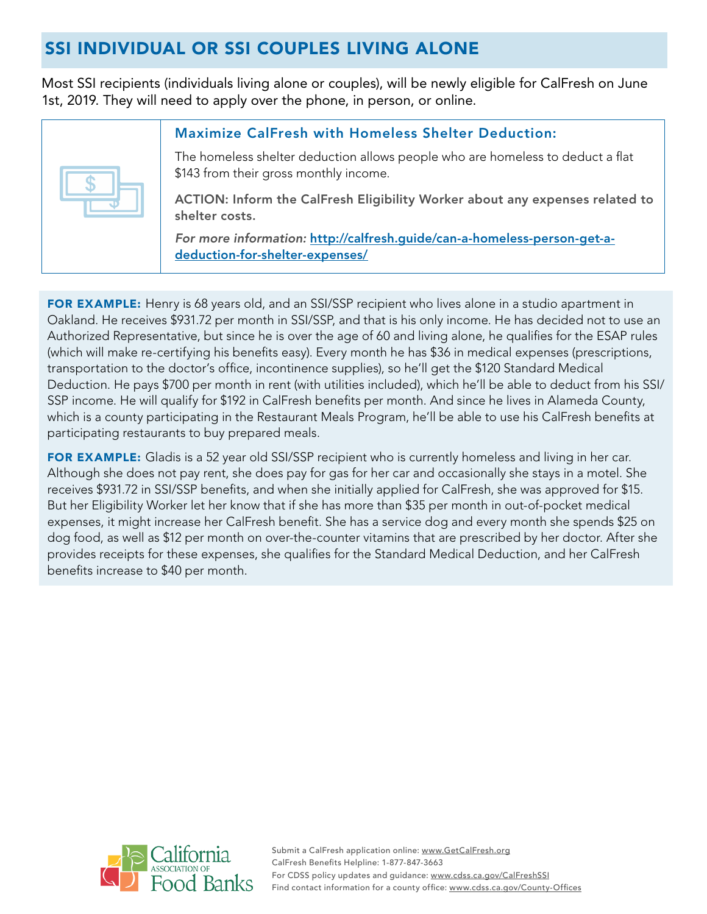## SSI INDIVIDUAL OR SSI COUPLES LIVING ALONE

Most SSI recipients (individuals living alone or couples), will be newly eligible for CalFresh on June 1st, 2019. They will need to apply over the phone, in person, or online.

### Maximize CalFresh with Homeless Shelter Deduction:

The homeless shelter deduction allows people who are homeless to deduct a flat $143 from their gross monthly income.

**ACTION: Inform the CalFresh Eligibility Worker about any expenses related to shelter costs.**

*For more information:* [http://calfresh.guide/can-a-homeless-person-get-a-deduction-for-shelter-expenses/](http://calfresh.guide/can-a-homeless-person-get-a-deduction-for-shelter-expenses/)

**FOR EXAMPLE:** Henry is 68 years old, and an SSI/SSP recipient who lives alone in a studio apartment in Oakland. He receives $931.72 per month in SSI/SSP, and that is his only income. He has decided not to use an Authorized Representative, but since he is over the age of 60 and living alone, he qualifies for the ESAP rules (which will make re-certifying his benefits easy). Every month he has $36 in medical expenses (prescriptions, transportation to the doctor's office, incontinence supplies), so he'll get the $120 Standard Medical Deduction. He pays $700 per month in rent (with utilities included), which he'll be able to deduct from his SSI/SSP income. He will qualify for $192 in CalFresh benefits per month. And since he lives in Alameda County, which is a county participating in the Restaurant Meals Program, he'll be able to use his CalFresh benefits at participating restaurants to buy prepared meals.

**FOR EXAMPLE:** Gladis is a 52 year old SSI/SSP recipient who is currently homeless and living in her car. Although she does not pay rent, she does pay for gas for her car and occasionally she stays in a motel. She receives $931.72 in SSI/SSP benefits, and when she initially applied for CalFresh, she was approved for $15. But her Eligibility Worker let her know that if she has more than $35 per month in out-of-pocket medical expenses, it might increase her CalFresh benefit. She has a service dog and every month she spends $25 on dog food, as well as $12 per month on over-the-counter vitamins that are prescribed by her doctor. After she provides receipts for these expenses, she qualifies for the Standard Medical Deduction, and her CalFresh benefits increase to $40 per month.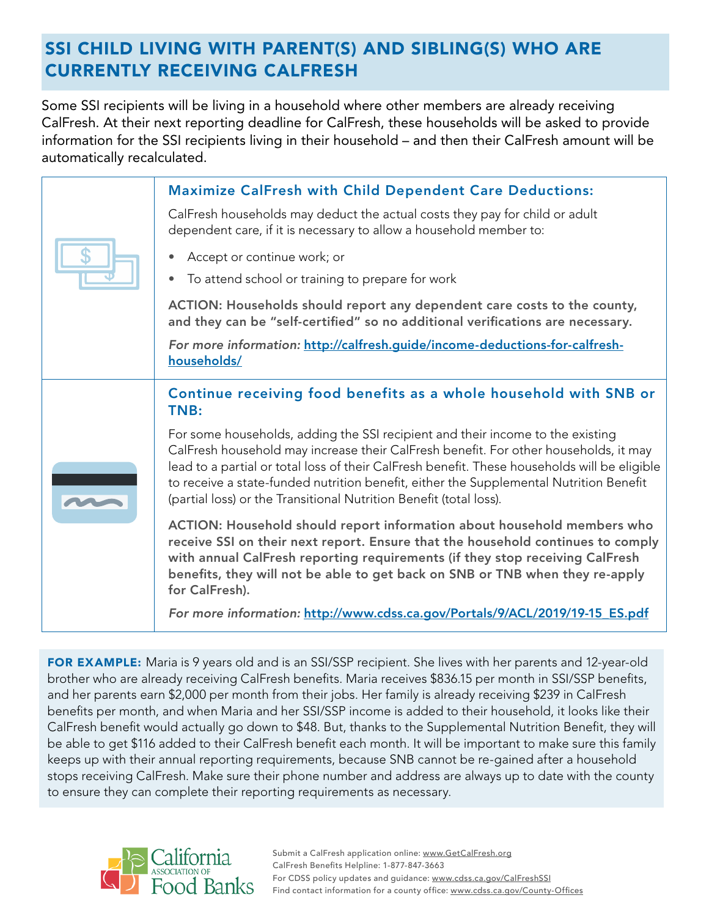## SSI CHILD LIVING WITH PARENT(S) AND SIBLING(S) WHO ARE CURRENTLY RECEIVING CALFRESH

Some SSI recipients will be living in a household where other members are already receiving CalFresh. At their next reporting deadline for CalFresh, these households will be asked to provide information for the SSI recipients living in their household – and then their CalFresh amount will be automatically recalculated.

### Maximize CalFresh with Child Dependent Care Deductions:

CalFresh households may deduct the actual costs they pay for child or adult dependent care, if it is necessary to allow a household member to:

- Accept or continue work; or
- To attend school or training to prepare for work

**ACTION: Households should report any dependent care costs to the county, and they can be "self-certified" so no additional verifications are necessary.**

***For more information:*** http://calfresh.guide/income-deductions-for-calfresh-households/

### Continue receiving food benefits as a whole household with SNB or TNB:

For some households, adding the SSI recipient and their income to the existing CalFresh household may increase their CalFresh benefit. For other households, it may lead to a partial or total loss of their CalFresh benefit. These households will be eligible to receive a state-funded nutrition benefit, either the Supplemental Nutrition Benefit (partial loss) or the Transitional Nutrition Benefit (total loss).

**ACTION: Household should report information about household members who receive SSI on their next report. Ensure that the household continues to comply with annual CalFresh reporting requirements (if they stop receiving CalFresh benefits, they will not be able to get back on SNB or TNB when they re-apply for CalFresh).**

***For more information:*** http://www.cdss.ca.gov/Portals/9/ACL/2019/19-15_ES.pdf

**FOR EXAMPLE:** Maria is 9 years old and is an SSI/SSP recipient. She lives with her parents and 12-year-old brother who are already receiving CalFresh benefits. Maria receives $836.15 per month in SSI/SSP benefits, and her parents earn $2,000 per month from their jobs. Her family is already receiving $239 in CalFresh benefits per month, and when Maria and her SSI/SSP income is added to their household, it looks like their CalFresh benefit would actually go down to $48. But, thanks to the Supplemental Nutrition Benefit, they will be able to get $116 added to their CalFresh benefit each month. It will be important to make sure this family keeps up with their annual reporting requirements, because SNB cannot be re-gained after a household stops receiving CalFresh. Make sure their phone number and address are always up to date with the county to ensure they can complete their reporting requirements as necessary.

California Association of Food Banks

Submit a CalFresh application online: www.GetCalFresh.org
CalFresh Benefits Helpline: 1-877-847-3663
For CDSS policy updates and guidance: www.cdss.ca.gov/CalFreshSSI
Find contact information for a county office: www.cdss.ca.gov/County-Offices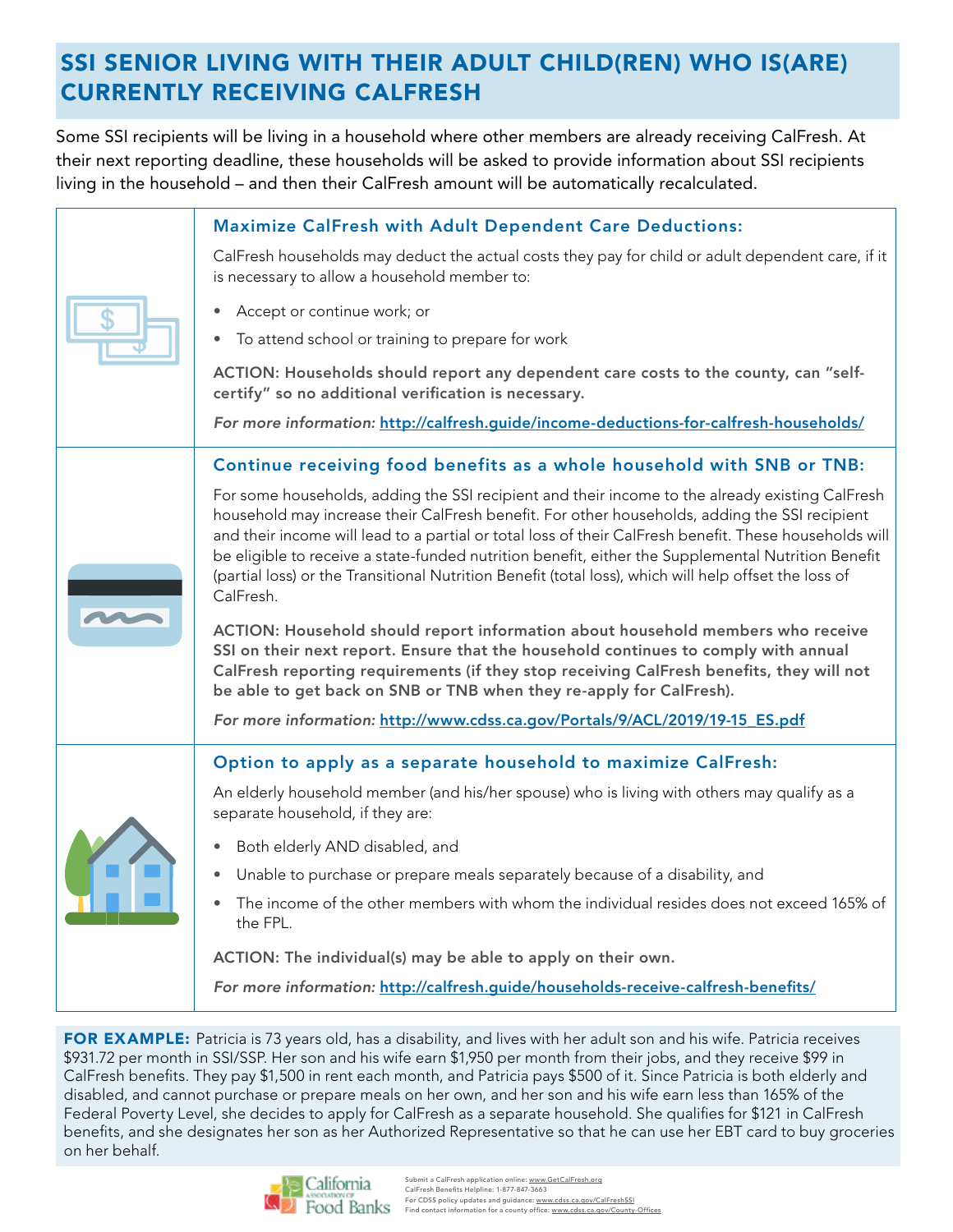# SSI SENIOR LIVING WITH THEIR ADULT CHILD(REN) WHO IS(ARE) CURRENTLY RECEIVING CALFRESH

Some SSI recipients will be living in a household where other members are already receiving CalFresh. At their next reporting deadline, these households will be asked to provide information about SSI recipients living in the household – and then their CalFresh amount will be automatically recalculated.

### Maximize CalFresh with Adult Dependent Care Deductions:

CalFresh households may deduct the actual costs they pay for child or adult dependent care, if it is necessary to allow a household member to:

- Accept or continue work; or
- To attend school or training to prepare for work

**ACTION: Households should report any dependent care costs to the county, can "self-certify" so no additional verification is necessary.**

*For more information:* **http://calfresh.guide/income-deductions-for-calfresh-households/**

### Continue receiving food benefits as a whole household with SNB or TNB:

For some households, adding the SSI recipient and their income to the already existing CalFresh household may increase their CalFresh benefit. For other households, adding the SSI recipient and their income will lead to a partial or total loss of their CalFresh benefit. These households will be eligible to receive a state-funded nutrition benefit, either the Supplemental Nutrition Benefit (partial loss) or the Transitional Nutrition Benefit (total loss), which will help offset the loss of CalFresh.

**ACTION: Household should report information about household members who receive SSI on their next report. Ensure that the household continues to comply with annual CalFresh reporting requirements (if they stop receiving CalFresh benefits, they will not be able to get back on SNB or TNB when they re-apply for CalFresh).**

*For more information:* **http://www.cdss.ca.gov/Portals/9/ACL/2019/19-15_ES.pdf**

### Option to apply as a separate household to maximize CalFresh:

An elderly household member (and his/her spouse) who is living with others may qualify as a separate household, if they are:

- Both elderly AND disabled, and
- Unable to purchase or prepare meals separately because of a disability, and
- The income of the other members with whom the individual resides does not exceed 165% of the FPL.

**ACTION: The individual(s) may be able to apply on their own.**

*For more information:* **http://calfresh.guide/households-receive-calfresh-benefits/**

**FOR EXAMPLE:** Patricia is 73 years old, has a disability, and lives with her adult son and his wife. Patricia receives $931.72 per month in SSI/SSP. Her son and his wife earn $1,950 per month from their jobs, and they receive $99 in CalFresh benefits. They pay $1,500 in rent each month, and Patricia pays $500 of it. Since Patricia is both elderly and disabled, and cannot purchase or prepare meals on her own, and her son and his wife earn less than 165% of the Federal Poverty Level, she decides to apply for CalFresh as a separate household. She qualifies for $121 in CalFresh benefits, and she designates her son as her Authorized Representative so that he can use her EBT card to buy groceries on her behalf.

California Association of Food Banks

Submit a CalFresh application online: www.GetCalFresh.org
CalFresh Benefits Helpline: 1-877-847-3663
For CDSS policy updates and guidance: www.cdss.ca.gov/CalFreshSSI
Find contact information for a county office: www.cdss.ca.gov/County-Offices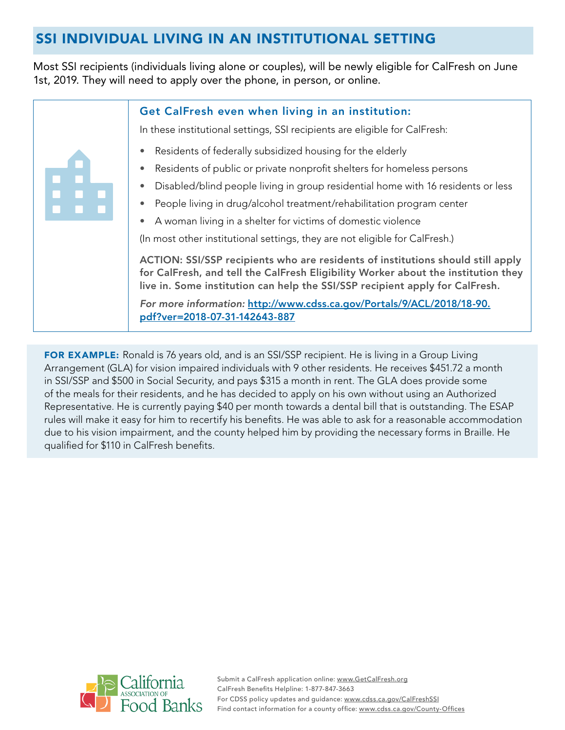## SSI INDIVIDUAL LIVING IN AN INSTITUTIONAL SETTING

Most SSI recipients (individuals living alone or couples), will be newly eligible for CalFresh on June 1st, 2019. They will need to apply over the phone, in person, or online.

### Get CalFresh even when living in an institution:

In these institutional settings, SSI recipients are eligible for CalFresh:

- Residents of federally subsidized housing for the elderly
- Residents of public or private nonprofit shelters for homeless persons
- Disabled/blind people living in group residential home with 16 residents or less
- People living in drug/alcohol treatment/rehabilitation program center
- A woman living in a shelter for victims of domestic violence

(In most other institutional settings, they are not eligible for CalFresh.)

**ACTION: SSI/SSP recipients who are residents of institutions should still apply for CalFresh, and tell the CalFresh Eligibility Worker about the institution they live in. Some institution can help the SSI/SSP recipient apply for CalFresh.**

*For more information:* http://www.cdss.ca.gov/Portals/9/ACL/2018/18-90.pdf?ver=2018-07-31-142643-887

**FOR EXAMPLE:** Ronald is 76 years old, and is an SSI/SSP recipient. He is living in a Group Living Arrangement (GLA) for vision impaired individuals with 9 other residents. He receives $451.72 a month in SSI/SSP and $500 in Social Security, and pays $315 a month in rent. The GLA does provide some of the meals for their residents, and he has decided to apply on his own without using an Authorized Representative. He is currently paying $40 per month towards a dental bill that is outstanding. The ESAP rules will make it easy for him to recertify his benefits. He was able to ask for a reasonable accommodation due to his vision impairment, and the county helped him by providing the necessary forms in Braille. He qualified for $110 in CalFresh benefits.

California Association of Food Banks

Submit a CalFresh application online: www.GetCalFresh.org
CalFresh Benefits Helpline: 1-877-847-3663
For CDSS policy updates and guidance: www.cdss.ca.gov/CalFreshSSI
Find contact information for a county office: www.cdss.ca.gov/County-Offices